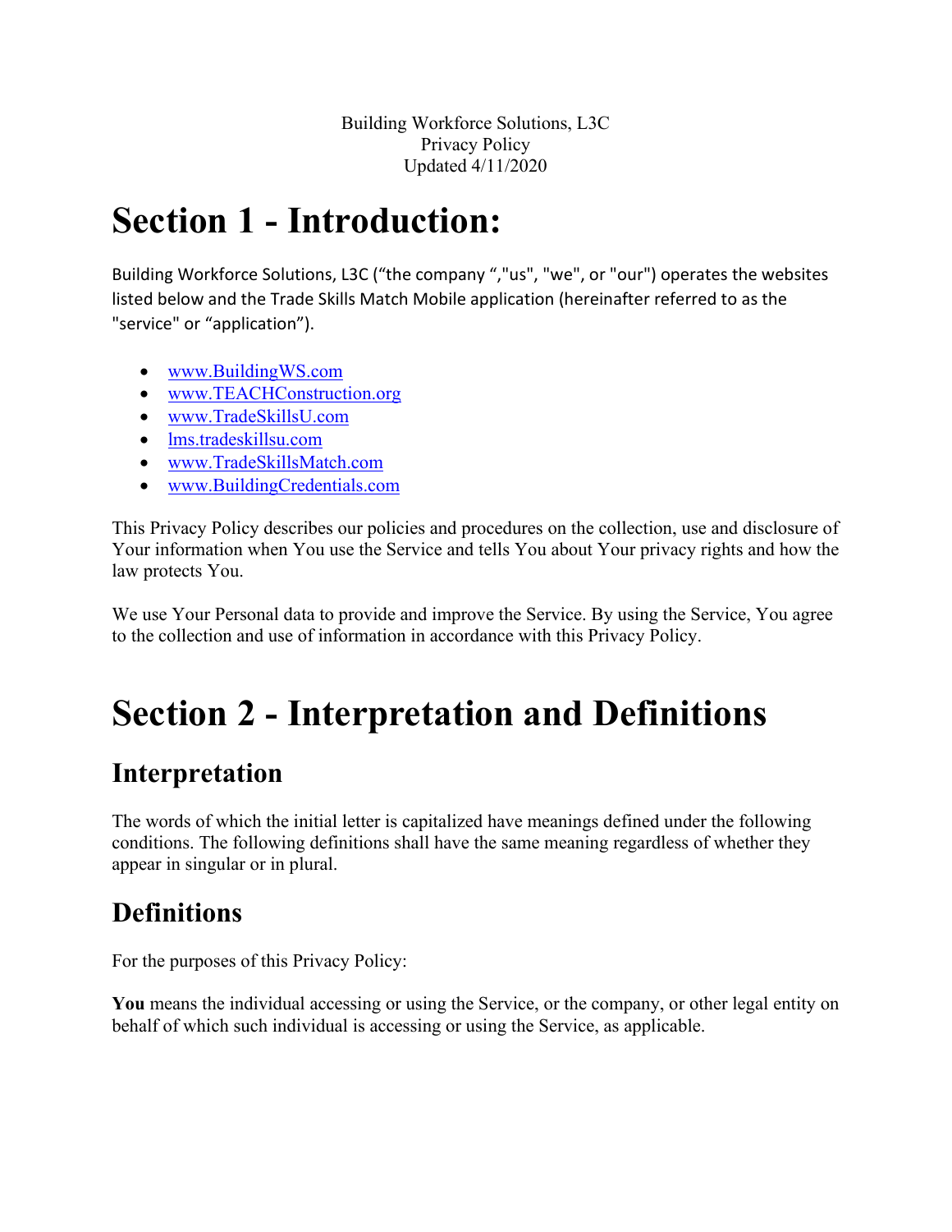Building Workforce Solutions, L3C
Privacy Policy
Updated 4/11/2020

# Section 1 - Introduction:

Building Workforce Solutions, L3C (“the company “,"us", "we", or "our") operates the websites listed below and the Trade Skills Match Mobile application (hereinafter referred to as the "service" or “application”).

- www.BuildingWS.com
- www.TEACHConstruction.org
- www.TradeSkillsU.com
- lms.tradeskillsu.com
- www.TradeSkillsMatch.com
- www.BuildingCredentials.com

This Privacy Policy describes our policies and procedures on the collection, use and disclosure of Your information when You use the Service and tells You about Your privacy rights and how the law protects You.

We use Your Personal data to provide and improve the Service. By using the Service, You agree to the collection and use of information in accordance with this Privacy Policy.

# Section 2 - Interpretation and Definitions

## Interpretation

The words of which the initial letter is capitalized have meanings defined under the following conditions. The following definitions shall have the same meaning regardless of whether they appear in singular or in plural.

## Definitions

For the purposes of this Privacy Policy:

**You** means the individual accessing or using the Service, or the company, or other legal entity on behalf of which such individual is accessing or using the Service, as applicable.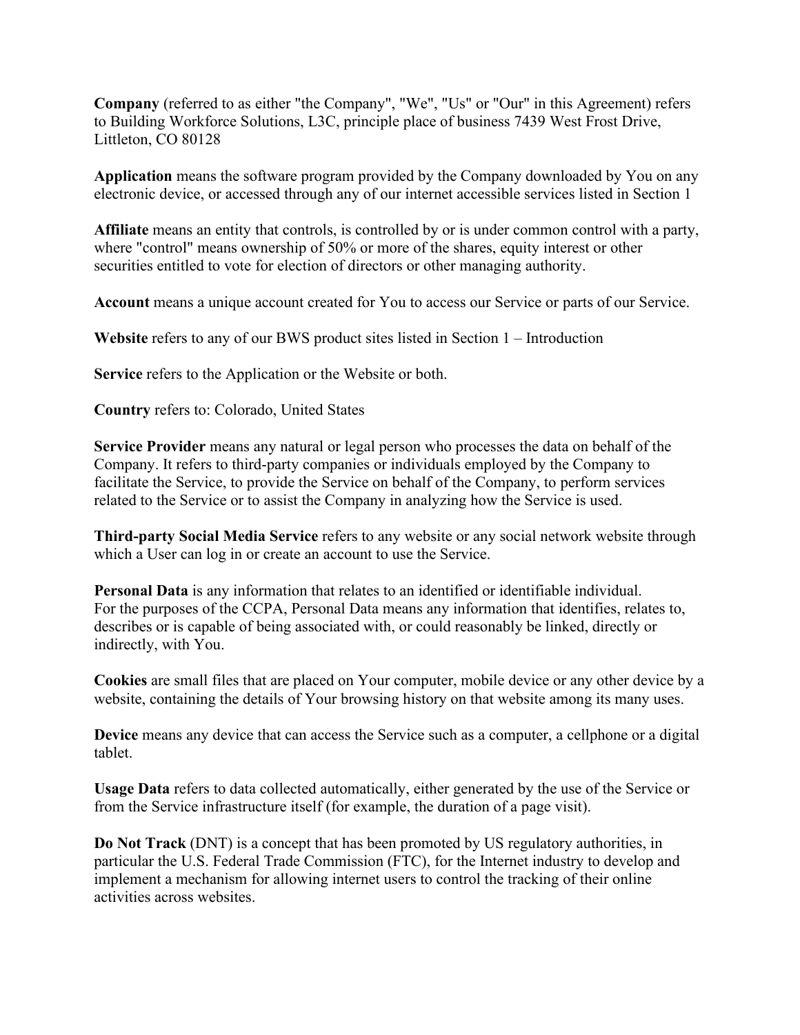**Company** (referred to as either "the Company", "We", "Us" or "Our" in this Agreement) refers to Building Workforce Solutions, L3C, principle place of business 7439 West Frost Drive, Littleton, CO 80128

**Application** means the software program provided by the Company downloaded by You on any electronic device, or accessed through any of our internet accessible services listed in Section 1

**Affiliate** means an entity that controls, is controlled by or is under common control with a party, where "control" means ownership of 50% or more of the shares, equity interest or other securities entitled to vote for election of directors or other managing authority.

**Account** means a unique account created for You to access our Service or parts of our Service.

**Website** refers to any of our BWS product sites listed in Section 1 – Introduction

**Service** refers to the Application or the Website or both.

**Country** refers to: Colorado, United States

**Service Provider** means any natural or legal person who processes the data on behalf of the Company. It refers to third-party companies or individuals employed by the Company to facilitate the Service, to provide the Service on behalf of the Company, to perform services related to the Service or to assist the Company in analyzing how the Service is used.

**Third-party Social Media Service** refers to any website or any social network website through which a User can log in or create an account to use the Service.

**Personal Data** is any information that relates to an identified or identifiable individual.
For the purposes of the CCPA, Personal Data means any information that identifies, relates to, describes or is capable of being associated with, or could reasonably be linked, directly or indirectly, with You.

**Cookies** are small files that are placed on Your computer, mobile device or any other device by a website, containing the details of Your browsing history on that website among its many uses.

**Device** means any device that can access the Service such as a computer, a cellphone or a digital tablet.

**Usage Data** refers to data collected automatically, either generated by the use of the Service or from the Service infrastructure itself (for example, the duration of a page visit).

**Do Not Track** (DNT) is a concept that has been promoted by US regulatory authorities, in particular the U.S. Federal Trade Commission (FTC), for the Internet industry to develop and implement a mechanism for allowing internet users to control the tracking of their online activities across websites.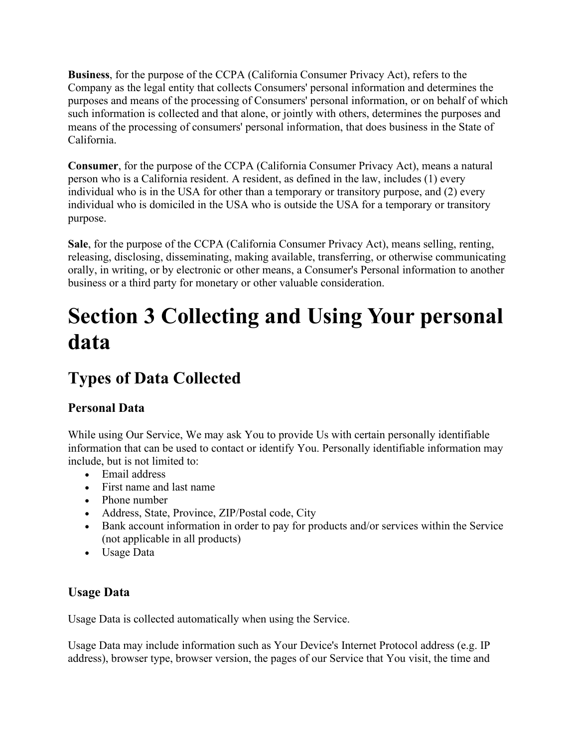**Business**, for the purpose of the CCPA (California Consumer Privacy Act), refers to the Company as the legal entity that collects Consumers' personal information and determines the purposes and means of the processing of Consumers' personal information, or on behalf of which such information is collected and that alone, or jointly with others, determines the purposes and means of the processing of consumers' personal information, that does business in the State of California.

**Consumer**, for the purpose of the CCPA (California Consumer Privacy Act), means a natural person who is a California resident. A resident, as defined in the law, includes (1) every individual who is in the USA for other than a temporary or transitory purpose, and (2) every individual who is domiciled in the USA who is outside the USA for a temporary or transitory purpose.

**Sale**, for the purpose of the CCPA (California Consumer Privacy Act), means selling, renting, releasing, disclosing, disseminating, making available, transferring, or otherwise communicating orally, in writing, or by electronic or other means, a Consumer's Personal information to another business or a third party for monetary or other valuable consideration.

# Section 3 Collecting and Using Your personal data

## Types of Data Collected

### Personal Data

While using Our Service, We may ask You to provide Us with certain personally identifiable information that can be used to contact or identify You. Personally identifiable information may include, but is not limited to:

- Email address
- First name and last name
- Phone number
- Address, State, Province, ZIP/Postal code, City
- Bank account information in order to pay for products and/or services within the Service (not applicable in all products)
- Usage Data

### Usage Data

Usage Data is collected automatically when using the Service.

Usage Data may include information such as Your Device's Internet Protocol address (e.g. IP address), browser type, browser version, the pages of our Service that You visit, the time and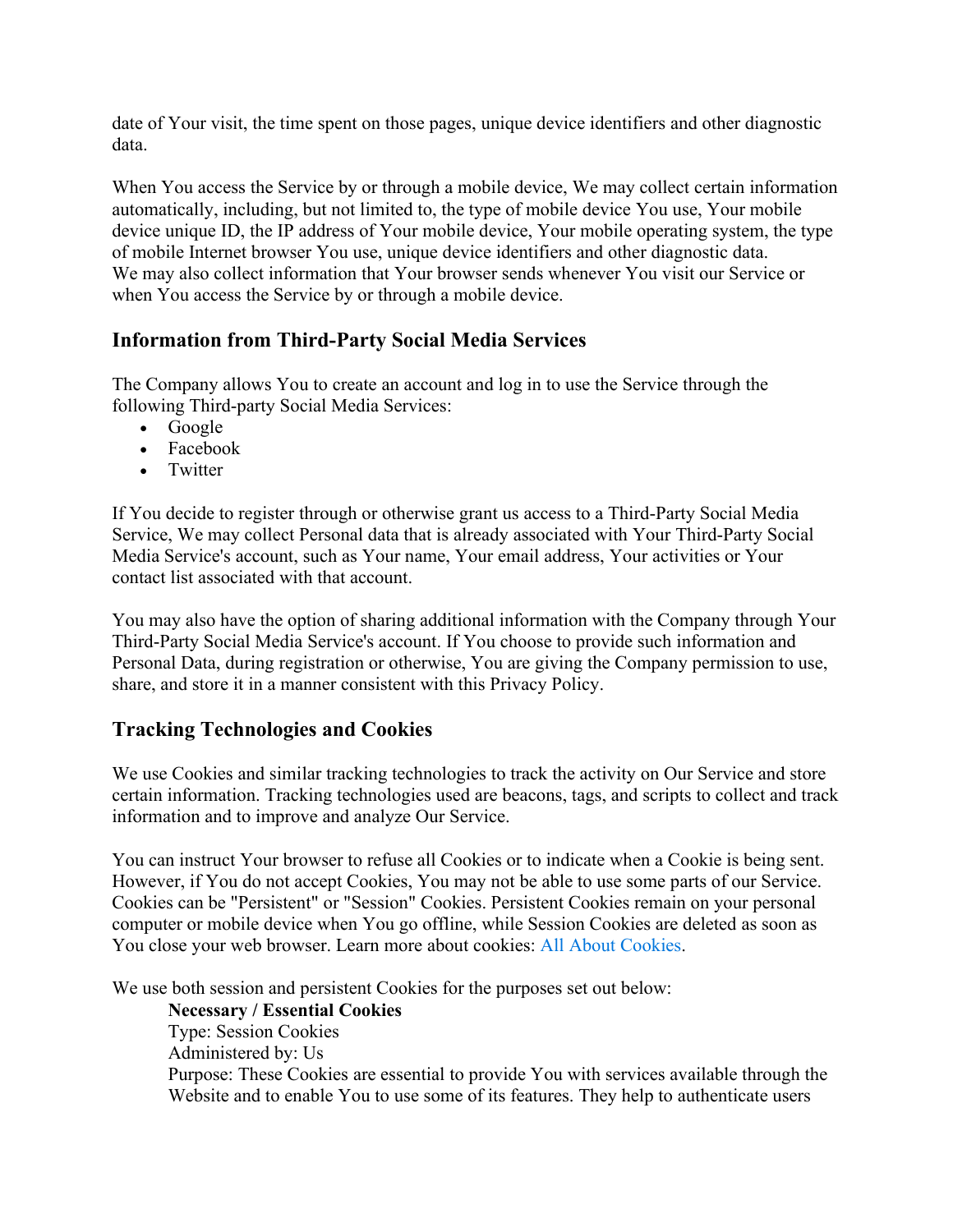date of Your visit, the time spent on those pages, unique device identifiers and other diagnostic data.

When You access the Service by or through a mobile device, We may collect certain information automatically, including, but not limited to, the type of mobile device You use, Your mobile device unique ID, the IP address of Your mobile device, Your mobile operating system, the type of mobile Internet browser You use, unique device identifiers and other diagnostic data. We may also collect information that Your browser sends whenever You visit our Service or when You access the Service by or through a mobile device.

### Information from Third-Party Social Media Services

The Company allows You to create an account and log in to use the Service through the following Third-party Social Media Services:

- Google
- Facebook
- Twitter

If You decide to register through or otherwise grant us access to a Third-Party Social Media Service, We may collect Personal data that is already associated with Your Third-Party Social Media Service's account, such as Your name, Your email address, Your activities or Your contact list associated with that account.

You may also have the option of sharing additional information with the Company through Your Third-Party Social Media Service's account. If You choose to provide such information and Personal Data, during registration or otherwise, You are giving the Company permission to use, share, and store it in a manner consistent with this Privacy Policy.

### Tracking Technologies and Cookies

We use Cookies and similar tracking technologies to track the activity on Our Service and store certain information. Tracking technologies used are beacons, tags, and scripts to collect and track information and to improve and analyze Our Service.

You can instruct Your browser to refuse all Cookies or to indicate when a Cookie is being sent. However, if You do not accept Cookies, You may not be able to use some parts of our Service. Cookies can be "Persistent" or "Session" Cookies. Persistent Cookies remain on your personal computer or mobile device when You go offline, while Session Cookies are deleted as soon as You close your web browser. Learn more about cookies: All About Cookies.

We use both session and persistent Cookies for the purposes set out below:

**Necessary / Essential Cookies**
Type: Session Cookies
Administered by: Us
Purpose: These Cookies are essential to provide You with services available through the Website and to enable You to use some of its features. They help to authenticate users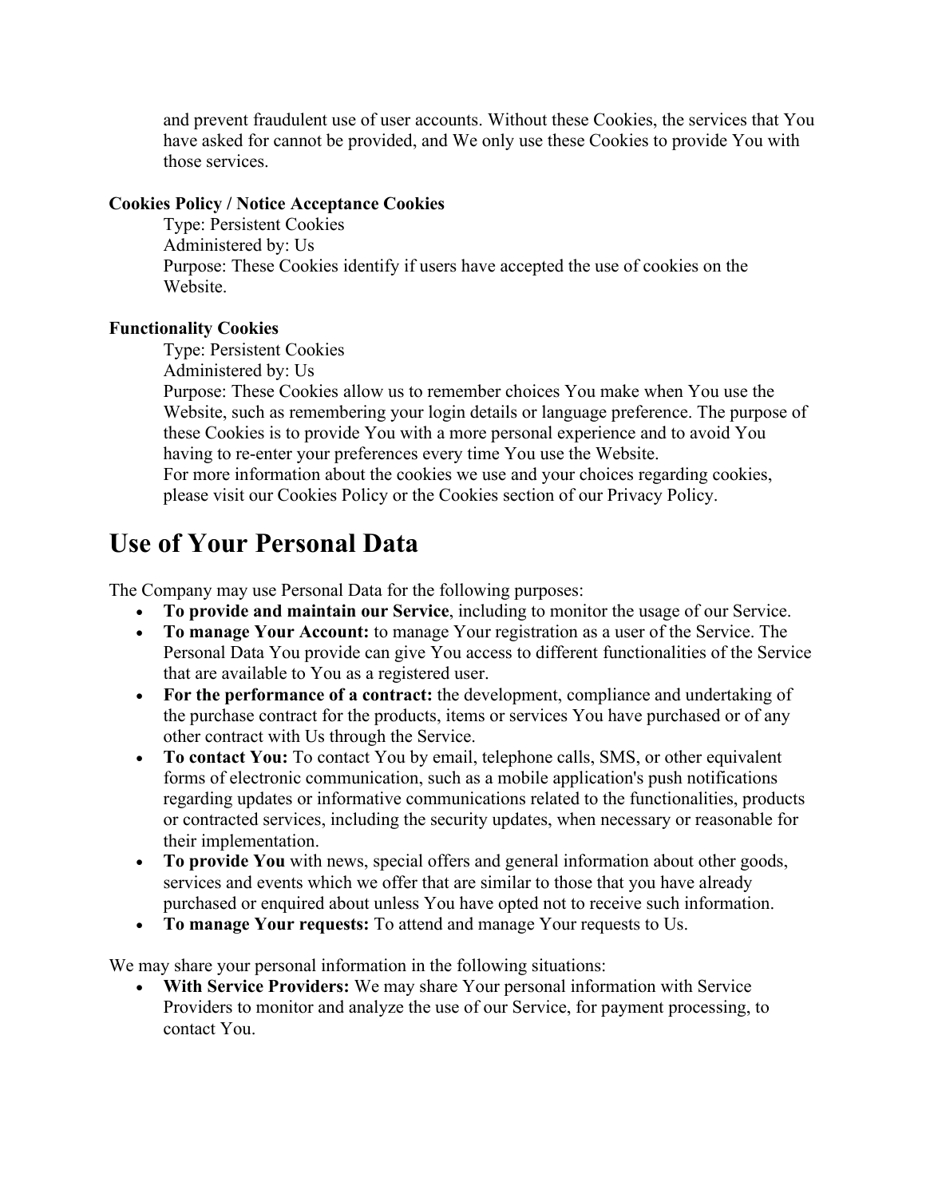and prevent fraudulent use of user accounts. Without these Cookies, the services that You have asked for cannot be provided, and We only use these Cookies to provide You with those services.

**Cookies Policy / Notice Acceptance Cookies**

Type: Persistent Cookies
Administered by: Us
Purpose: These Cookies identify if users have accepted the use of cookies on the Website.

**Functionality Cookies**

Type: Persistent Cookies
Administered by: Us
Purpose: These Cookies allow us to remember choices You make when You use the Website, such as remembering your login details or language preference. The purpose of these Cookies is to provide You with a more personal experience and to avoid You having to re-enter your preferences every time You use the Website.
For more information about the cookies we use and your choices regarding cookies, please visit our Cookies Policy or the Cookies section of our Privacy Policy.

## Use of Your Personal Data

The Company may use Personal Data for the following purposes:

- **To provide and maintain our Service**, including to monitor the usage of our Service.
- **To manage Your Account:** to manage Your registration as a user of the Service. The Personal Data You provide can give You access to different functionalities of the Service that are available to You as a registered user.
- **For the performance of a contract:** the development, compliance and undertaking of the purchase contract for the products, items or services You have purchased or of any other contract with Us through the Service.
- **To contact You:** To contact You by email, telephone calls, SMS, or other equivalent forms of electronic communication, such as a mobile application's push notifications regarding updates or informative communications related to the functionalities, products or contracted services, including the security updates, when necessary or reasonable for their implementation.
- **To provide You** with news, special offers and general information about other goods, services and events which we offer that are similar to those that you have already purchased or enquired about unless You have opted not to receive such information.
- **To manage Your requests:** To attend and manage Your requests to Us.

We may share your personal information in the following situations:

- **With Service Providers:** We may share Your personal information with Service Providers to monitor and analyze the use of our Service, for payment processing, to contact You.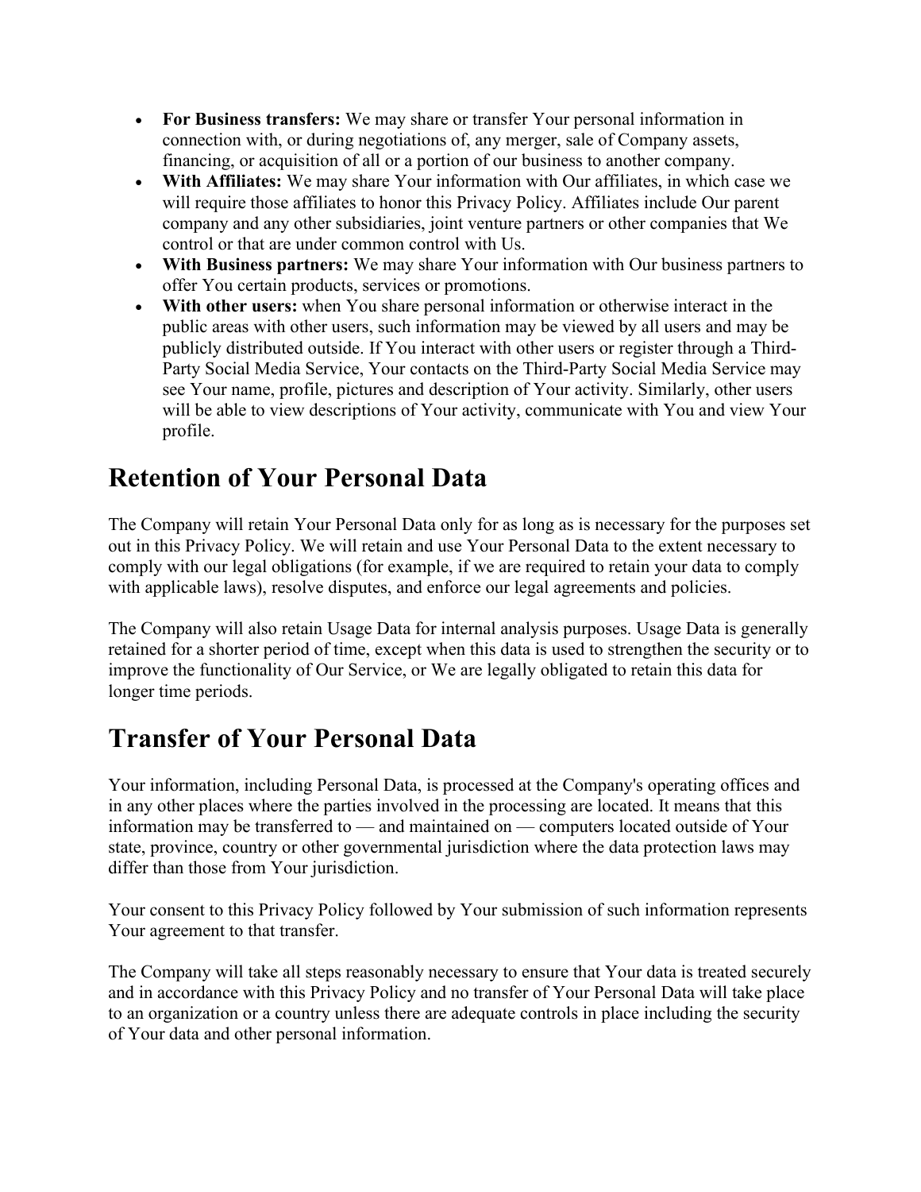- **For Business transfers:** We may share or transfer Your personal information in connection with, or during negotiations of, any merger, sale of Company assets, financing, or acquisition of all or a portion of our business to another company.
- **With Affiliates:** We may share Your information with Our affiliates, in which case we will require those affiliates to honor this Privacy Policy. Affiliates include Our parent company and any other subsidiaries, joint venture partners or other companies that We control or that are under common control with Us.
- **With Business partners:** We may share Your information with Our business partners to offer You certain products, services or promotions.
- **With other users:** when You share personal information or otherwise interact in the public areas with other users, such information may be viewed by all users and may be publicly distributed outside. If You interact with other users or register through a Third-Party Social Media Service, Your contacts on the Third-Party Social Media Service may see Your name, profile, pictures and description of Your activity. Similarly, other users will be able to view descriptions of Your activity, communicate with You and view Your profile.

# Retention of Your Personal Data

The Company will retain Your Personal Data only for as long as is necessary for the purposes set out in this Privacy Policy. We will retain and use Your Personal Data to the extent necessary to comply with our legal obligations (for example, if we are required to retain your data to comply with applicable laws), resolve disputes, and enforce our legal agreements and policies.

The Company will also retain Usage Data for internal analysis purposes. Usage Data is generally retained for a shorter period of time, except when this data is used to strengthen the security or to improve the functionality of Our Service, or We are legally obligated to retain this data for longer time periods.

# Transfer of Your Personal Data

Your information, including Personal Data, is processed at the Company's operating offices and in any other places where the parties involved in the processing are located. It means that this information may be transferred to — and maintained on — computers located outside of Your state, province, country or other governmental jurisdiction where the data protection laws may differ than those from Your jurisdiction.

Your consent to this Privacy Policy followed by Your submission of such information represents Your agreement to that transfer.

The Company will take all steps reasonably necessary to ensure that Your data is treated securely and in accordance with this Privacy Policy and no transfer of Your Personal Data will take place to an organization or a country unless there are adequate controls in place including the security of Your data and other personal information.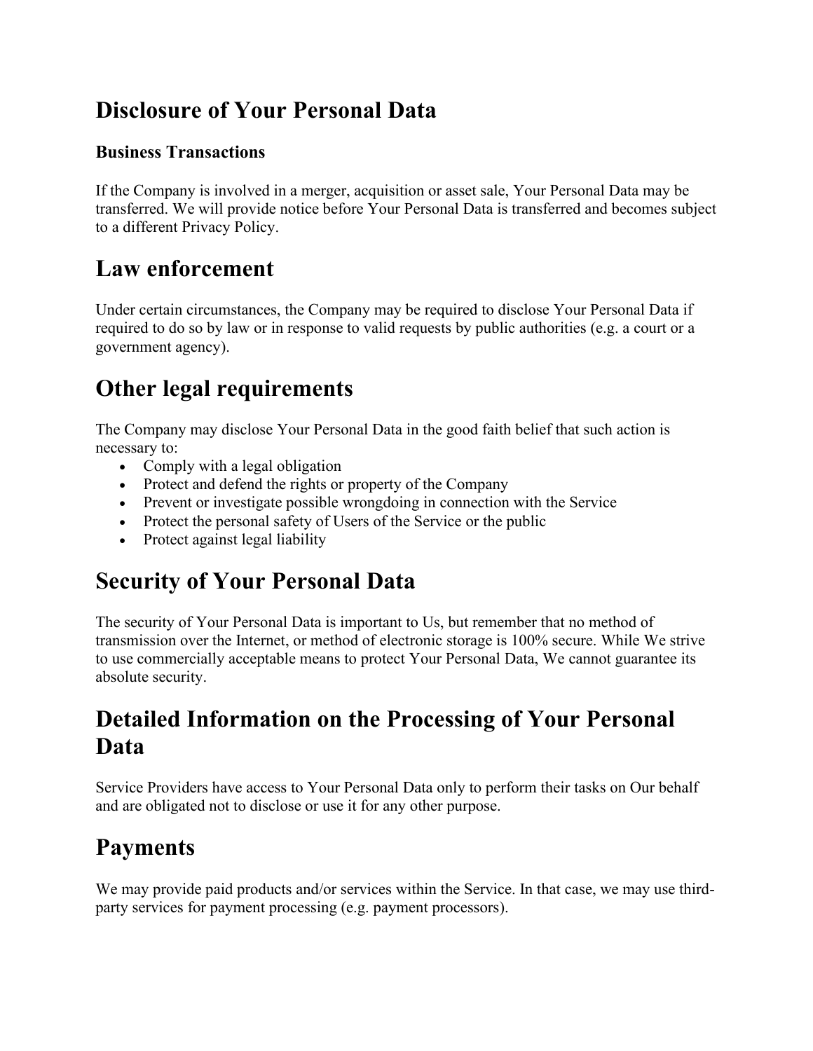## Disclosure of Your Personal Data

### Business Transactions

If the Company is involved in a merger, acquisition or asset sale, Your Personal Data may be transferred. We will provide notice before Your Personal Data is transferred and becomes subject to a different Privacy Policy.

## Law enforcement

Under certain circumstances, the Company may be required to disclose Your Personal Data if required to do so by law or in response to valid requests by public authorities (e.g. a court or a government agency).

## Other legal requirements

The Company may disclose Your Personal Data in the good faith belief that such action is necessary to:

- Comply with a legal obligation
- Protect and defend the rights or property of the Company
- Prevent or investigate possible wrongdoing in connection with the Service
- Protect the personal safety of Users of the Service or the public
- Protect against legal liability

## Security of Your Personal Data

The security of Your Personal Data is important to Us, but remember that no method of transmission over the Internet, or method of electronic storage is 100% secure. While We strive to use commercially acceptable means to protect Your Personal Data, We cannot guarantee its absolute security.

## Detailed Information on the Processing of Your Personal Data

Service Providers have access to Your Personal Data only to perform their tasks on Our behalf and are obligated not to disclose or use it for any other purpose.

## Payments

We may provide paid products and/or services within the Service. In that case, we may use third-party services for payment processing (e.g. payment processors).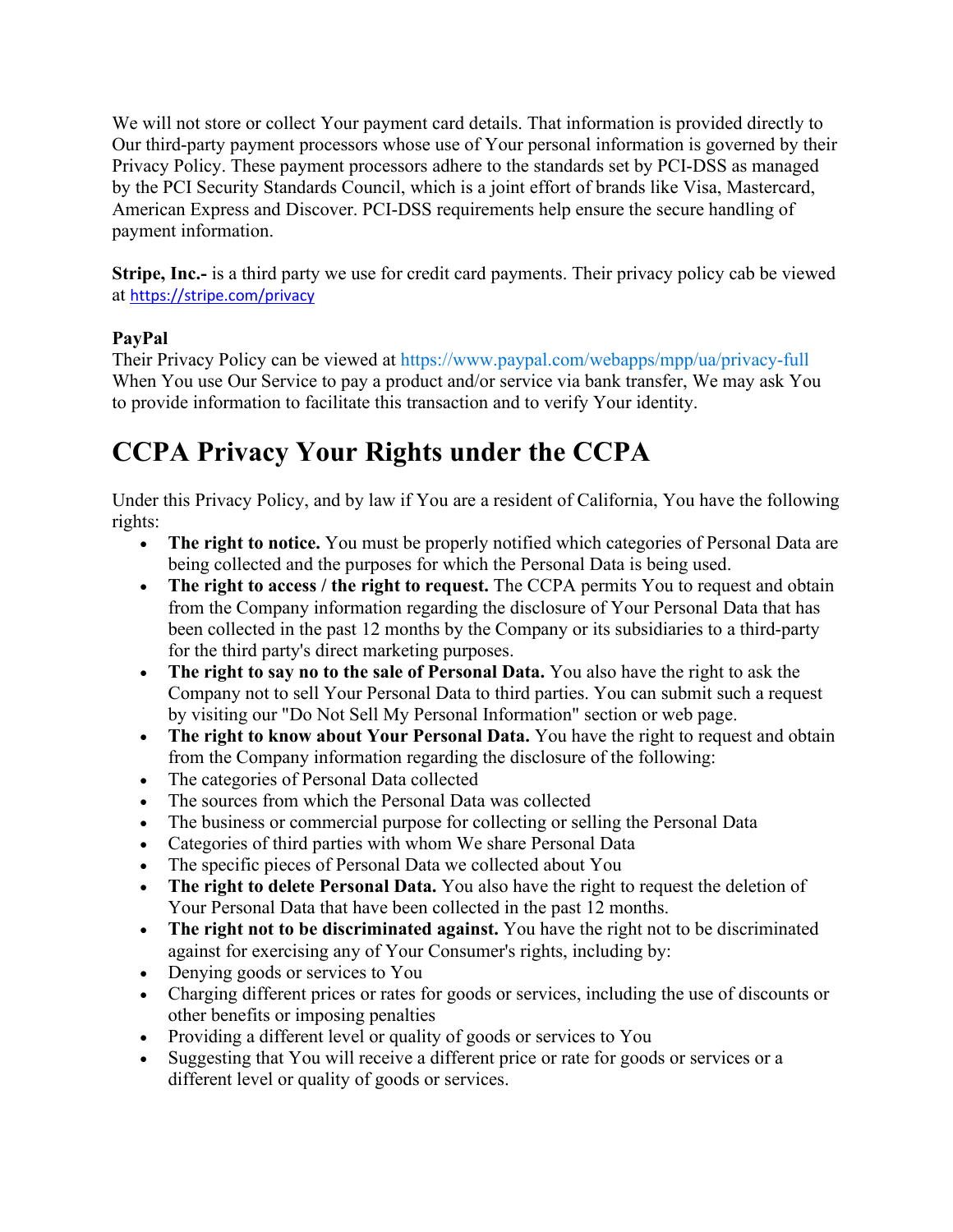We will not store or collect Your payment card details. That information is provided directly to Our third-party payment processors whose use of Your personal information is governed by their Privacy Policy. These payment processors adhere to the standards set by PCI-DSS as managed by the PCI Security Standards Council, which is a joint effort of brands like Visa, Mastercard, American Express and Discover. PCI-DSS requirements help ensure the secure handling of payment information.

**Stripe, Inc.-** is a third party we use for credit card payments. Their privacy policy cab be viewed at https://stripe.com/privacy

**PayPal**
Their Privacy Policy can be viewed at https://www.paypal.com/webapps/mpp/ua/privacy-full
When You use Our Service to pay a product and/or service via bank transfer, We may ask You to provide information to facilitate this transaction and to verify Your identity.

# CCPA Privacy Your Rights under the CCPA

Under this Privacy Policy, and by law if You are a resident of California, You have the following rights:

- **The right to notice.** You must be properly notified which categories of Personal Data are being collected and the purposes for which the Personal Data is being used.
- **The right to access / the right to request.** The CCPA permits You to request and obtain from the Company information regarding the disclosure of Your Personal Data that has been collected in the past 12 months by the Company or its subsidiaries to a third-party for the third party's direct marketing purposes.
- **The right to say no to the sale of Personal Data.** You also have the right to ask the Company not to sell Your Personal Data to third parties. You can submit such a request by visiting our "Do Not Sell My Personal Information" section or web page.
- **The right to know about Your Personal Data.** You have the right to request and obtain from the Company information regarding the disclosure of the following:
- The categories of Personal Data collected
- The sources from which the Personal Data was collected
- The business or commercial purpose for collecting or selling the Personal Data
- Categories of third parties with whom We share Personal Data
- The specific pieces of Personal Data we collected about You
- **The right to delete Personal Data.** You also have the right to request the deletion of Your Personal Data that have been collected in the past 12 months.
- **The right not to be discriminated against.** You have the right not to be discriminated against for exercising any of Your Consumer's rights, including by:
- Denying goods or services to You
- Charging different prices or rates for goods or services, including the use of discounts or other benefits or imposing penalties
- Providing a different level or quality of goods or services to You
- Suggesting that You will receive a different price or rate for goods or services or a different level or quality of goods or services.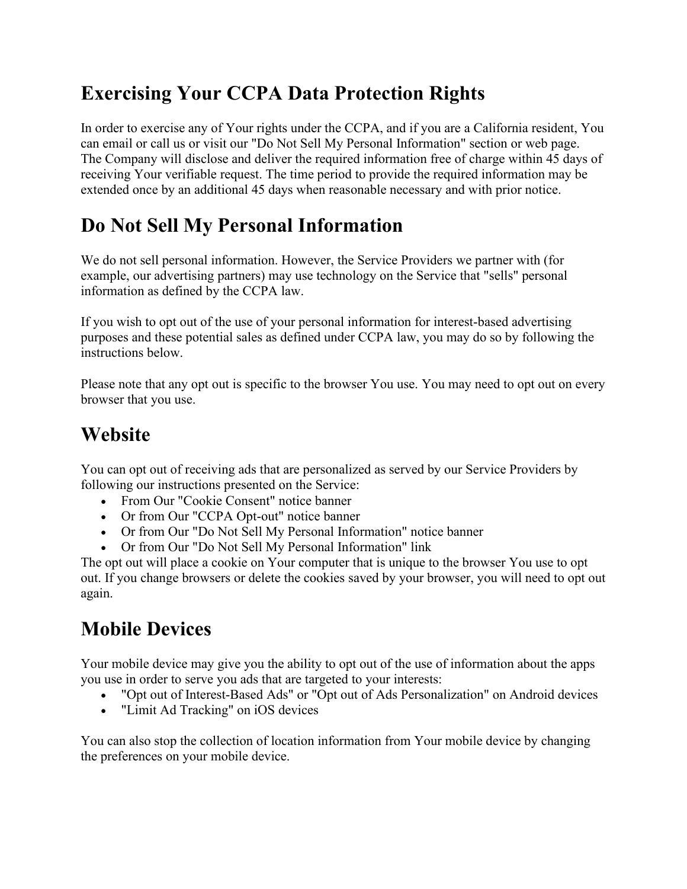# Exercising Your CCPA Data Protection Rights

In order to exercise any of Your rights under the CCPA, and if you are a California resident, You can email or call us or visit our "Do Not Sell My Personal Information" section or web page. The Company will disclose and deliver the required information free of charge within 45 days of receiving Your verifiable request. The time period to provide the required information may be extended once by an additional 45 days when reasonable necessary and with prior notice.

# Do Not Sell My Personal Information

We do not sell personal information. However, the Service Providers we partner with (for example, our advertising partners) may use technology on the Service that "sells" personal information as defined by the CCPA law.

If you wish to opt out of the use of your personal information for interest-based advertising purposes and these potential sales as defined under CCPA law, you may do so by following the instructions below.

Please note that any opt out is specific to the browser You use. You may need to opt out on every browser that you use.

# Website

You can opt out of receiving ads that are personalized as served by our Service Providers by following our instructions presented on the Service:

- From Our "Cookie Consent" notice banner
- Or from Our "CCPA Opt-out" notice banner
- Or from Our "Do Not Sell My Personal Information" notice banner
- Or from Our "Do Not Sell My Personal Information" link

The opt out will place a cookie on Your computer that is unique to the browser You use to opt out. If you change browsers or delete the cookies saved by your browser, you will need to opt out again.

# Mobile Devices

Your mobile device may give you the ability to opt out of the use of information about the apps you use in order to serve you ads that are targeted to your interests:

- "Opt out of Interest-Based Ads" or "Opt out of Ads Personalization" on Android devices
- "Limit Ad Tracking" on iOS devices

You can also stop the collection of location information from Your mobile device by changing the preferences on your mobile device.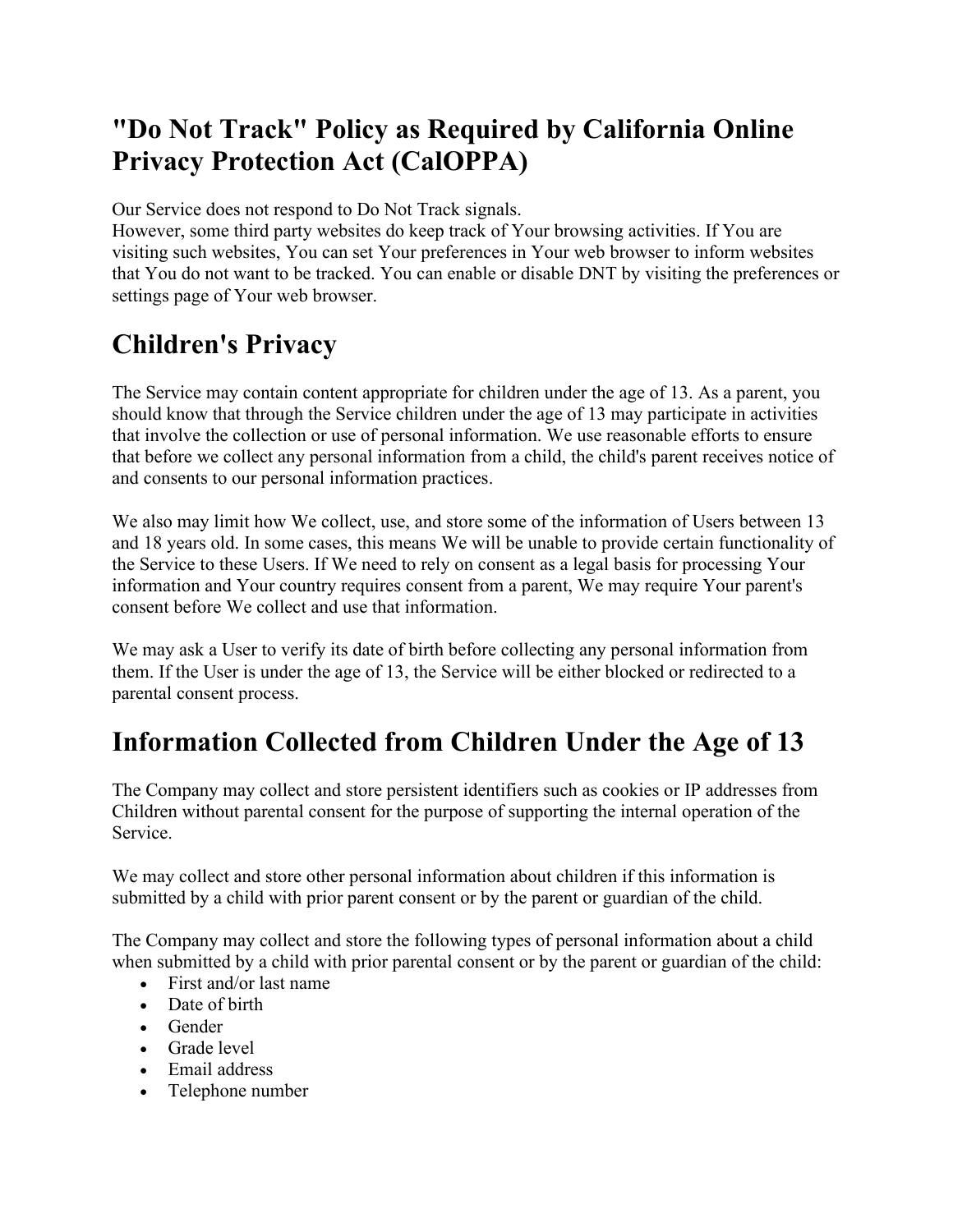# "Do Not Track" Policy as Required by California Online Privacy Protection Act (CalOPPA)

Our Service does not respond to Do Not Track signals.
However, some third party websites do keep track of Your browsing activities. If You are visiting such websites, You can set Your preferences in Your web browser to inform websites that You do not want to be tracked. You can enable or disable DNT by visiting the preferences or settings page of Your web browser.

# Children's Privacy

The Service may contain content appropriate for children under the age of 13. As a parent, you should know that through the Service children under the age of 13 may participate in activities that involve the collection or use of personal information. We use reasonable efforts to ensure that before we collect any personal information from a child, the child's parent receives notice of and consents to our personal information practices.

We also may limit how We collect, use, and store some of the information of Users between 13 and 18 years old. In some cases, this means We will be unable to provide certain functionality of the Service to these Users. If We need to rely on consent as a legal basis for processing Your information and Your country requires consent from a parent, We may require Your parent's consent before We collect and use that information.

We may ask a User to verify its date of birth before collecting any personal information from them. If the User is under the age of 13, the Service will be either blocked or redirected to a parental consent process.

# Information Collected from Children Under the Age of 13

The Company may collect and store persistent identifiers such as cookies or IP addresses from Children without parental consent for the purpose of supporting the internal operation of the Service.

We may collect and store other personal information about children if this information is submitted by a child with prior parent consent or by the parent or guardian of the child.

The Company may collect and store the following types of personal information about a child when submitted by a child with prior parental consent or by the parent or guardian of the child:

- First and/or last name
- Date of birth
- Gender
- Grade level
- Email address
- Telephone number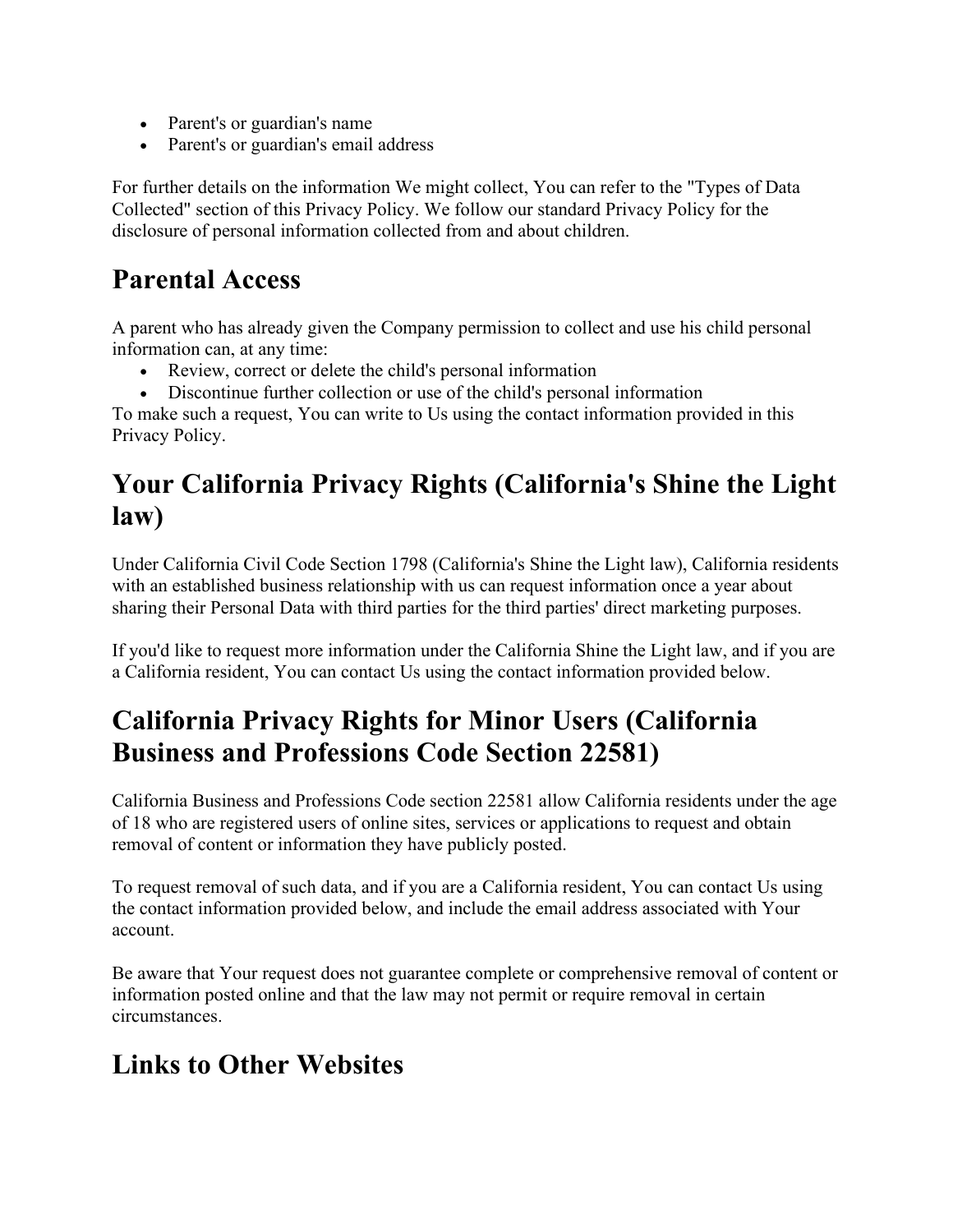- Parent's or guardian's name
- Parent's or guardian's email address

For further details on the information We might collect, You can refer to the "Types of Data Collected" section of this Privacy Policy. We follow our standard Privacy Policy for the disclosure of personal information collected from and about children.

## Parental Access

A parent who has already given the Company permission to collect and use his child personal information can, at any time:

- Review, correct or delete the child's personal information
- Discontinue further collection or use of the child's personal information

To make such a request, You can write to Us using the contact information provided in this Privacy Policy.

## Your California Privacy Rights (California's Shine the Light law)

Under California Civil Code Section 1798 (California's Shine the Light law), California residents with an established business relationship with us can request information once a year about sharing their Personal Data with third parties for the third parties' direct marketing purposes.

If you'd like to request more information under the California Shine the Light law, and if you are a California resident, You can contact Us using the contact information provided below.

## California Privacy Rights for Minor Users (California Business and Professions Code Section 22581)

California Business and Professions Code section 22581 allow California residents under the age of 18 who are registered users of online sites, services or applications to request and obtain removal of content or information they have publicly posted.

To request removal of such data, and if you are a California resident, You can contact Us using the contact information provided below, and include the email address associated with Your account.

Be aware that Your request does not guarantee complete or comprehensive removal of content or information posted online and that the law may not permit or require removal in certain circumstances.

## Links to Other Websites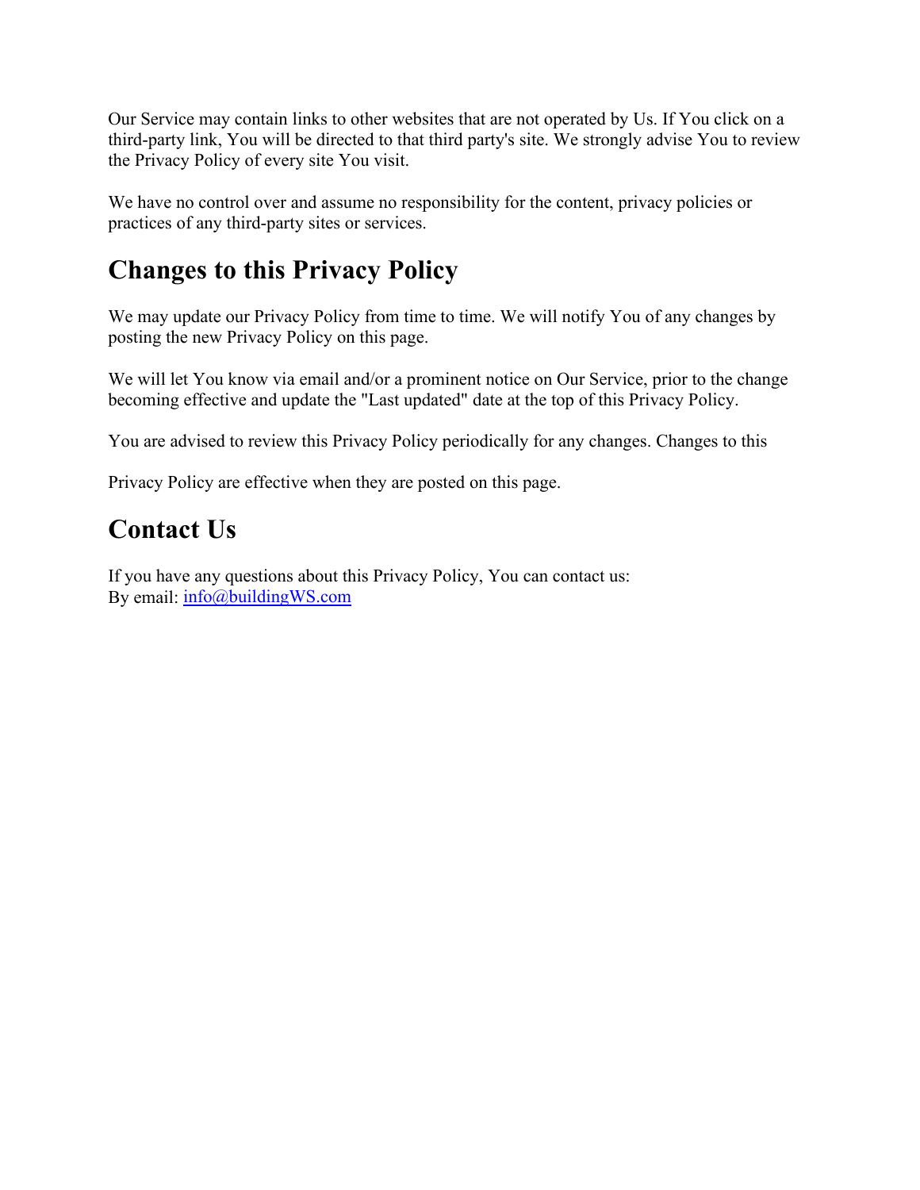Our Service may contain links to other websites that are not operated by Us. If You click on a third-party link, You will be directed to that third party's site. We strongly advise You to review the Privacy Policy of every site You visit.

We have no control over and assume no responsibility for the content, privacy policies or practices of any third-party sites or services.

## Changes to this Privacy Policy

We may update our Privacy Policy from time to time. We will notify You of any changes by posting the new Privacy Policy on this page.

We will let You know via email and/or a prominent notice on Our Service, prior to the change becoming effective and update the "Last updated" date at the top of this Privacy Policy.

You are advised to review this Privacy Policy periodically for any changes. Changes to this

Privacy Policy are effective when they are posted on this page.

## Contact Us

If you have any questions about this Privacy Policy, You can contact us:
By email: info@buildingWS.com